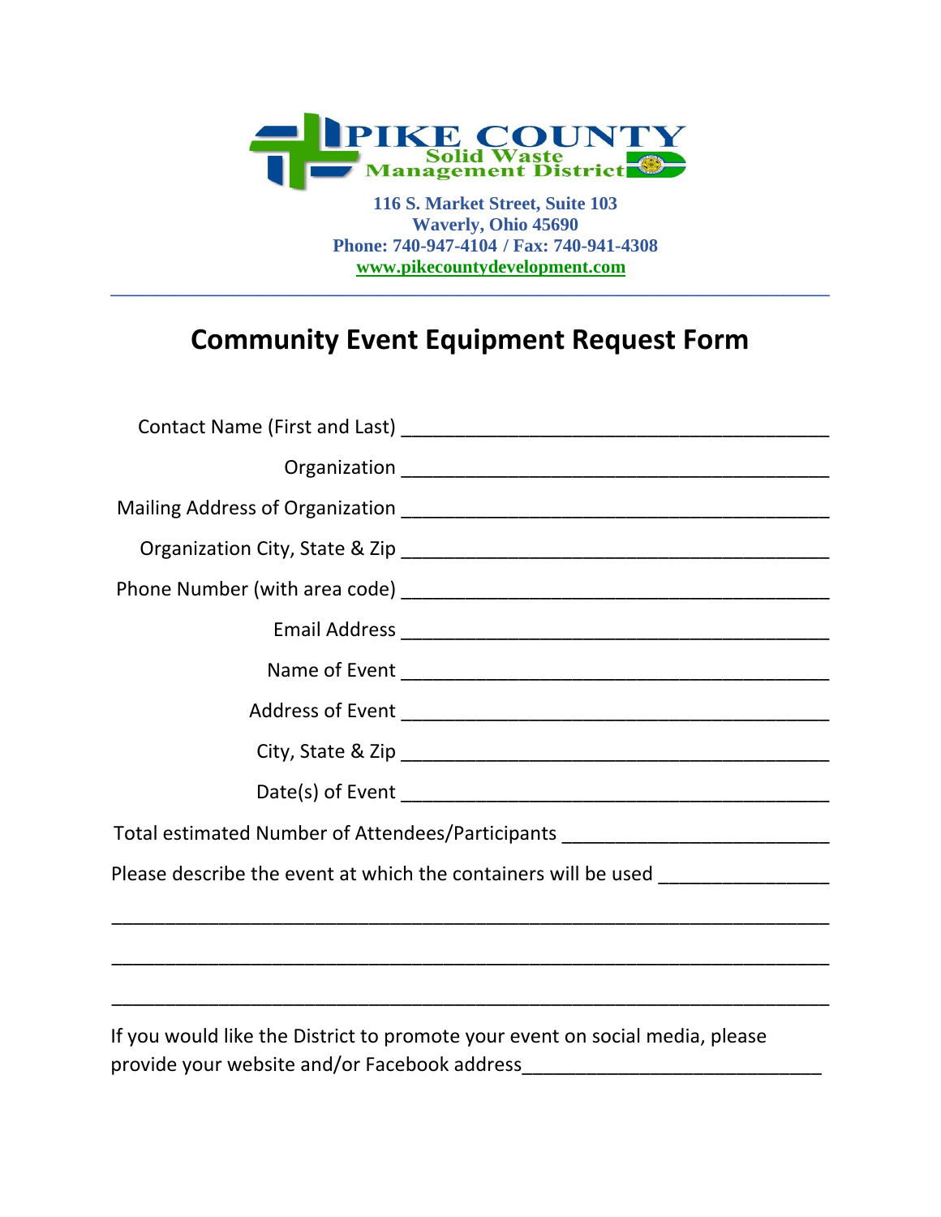**PIKE COUNTY**
**Solid Waste Management District**

**116 S. Market Street, Suite 103**
**Waverly, Ohio 45690**
**Phone: 740-947-4104 / Fax: 740-941-4308**
**www.pikecountydevelopment.com**

---

# Community Event Equipment Request Form

Contact Name (First and Last) ________________________________________

Organization ________________________________________

Mailing Address of Organization ________________________________________

Organization City, State & Zip ________________________________________

Phone Number (with area code) ________________________________________

Email Address ________________________________________

Name of Event ________________________________________

Address of Event ________________________________________

City, State & Zip ________________________________________

Date(s) of Event ________________________________________

Total estimated Number of Attendees/Participants _________________________

Please describe the event at which the containers will be used ________________

____________________________________________________________________

____________________________________________________________________

____________________________________________________________________

If you would like the District to promote your event on social media, please provide your website and/or Facebook address____________________________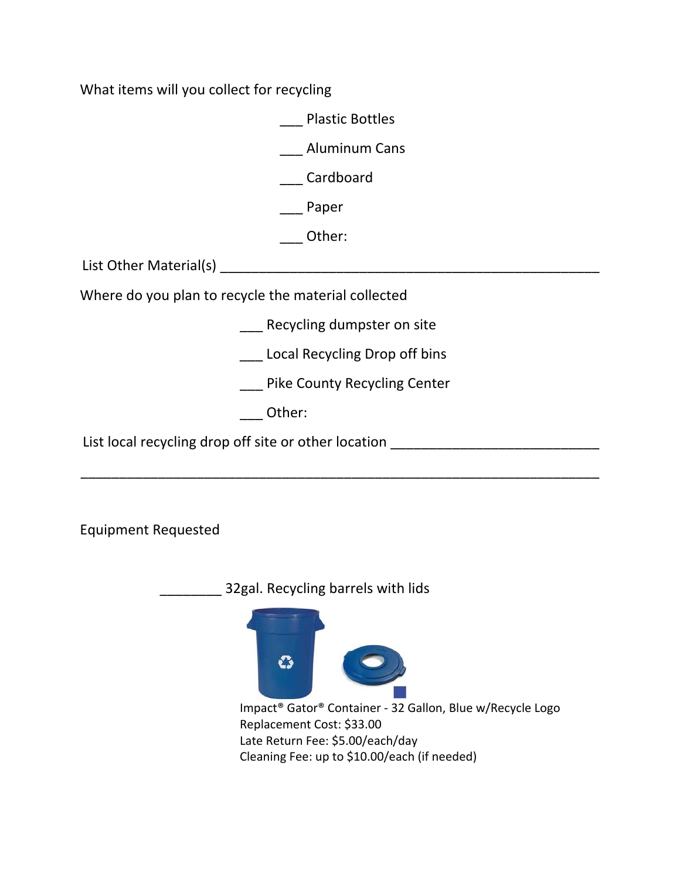What items will you collect for recycling

___ Plastic Bottles

___ Aluminum Cans

___ Cardboard

___ Paper

___ Other:

List Other Material(s) ____________________________________________________

Where do you plan to recycle the material collected

___ Recycling dumpster on site

___ Local Recycling Drop off bins

___ Pike County Recycling Center

___ Other:

List local recycling drop off site or other location ___________________________

______________________________________________________________________

Equipment Requested

________ 32gal. Recycling barrels with lids

Impact® Gator® Container - 32 Gallon, Blue w/Recycle Logo
Replacement Cost: $33.00
Late Return Fee: $5.00/each/day
Cleaning Fee: up to $10.00/each (if needed)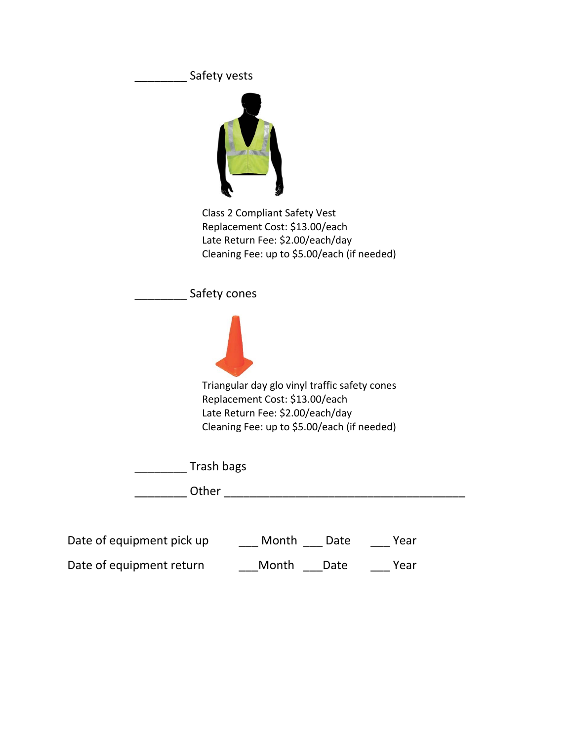________ Safety vests

Class 2 Compliant Safety Vest
Replacement Cost: $13.00/each
Late Return Fee: $2.00/each/day
Cleaning Fee: up to $5.00/each (if needed)

________ Safety cones

Triangular day glo vinyl traffic safety cones
Replacement Cost: $13.00/each
Late Return Fee: $2.00/each/day
Cleaning Fee: up to $5.00/each (if needed)

________ Trash bags

________ Other ______________________________________

Date of equipment pick up ___ Month ___ Date ___ Year

Date of equipment return ___Month ___Date ___ Year